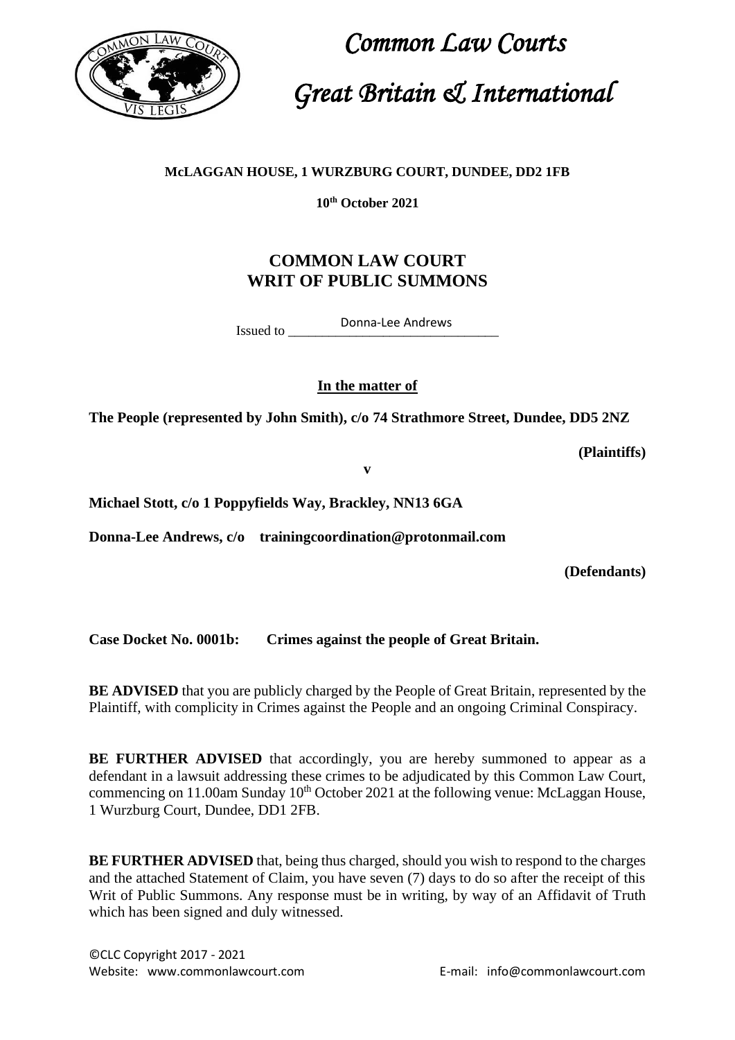# *Common Law Courts*

# *Great Britain & International*

**McLAGGAN HOUSE, 1 WURZBURG COURT, DUNDEE, DD2 1FB**

**10th October 2021**

## COMMON LAW COURT
## WRIT OF PUBLIC SUMMONS

Issued to Donna-Lee Andrews

**In the matter of**

**The People (represented by John Smith), c/o 74 Strathmore Street, Dundee, DD5 2NZ**

**(Plaintiffs)**

**v**

**Michael Stott, c/o 1 Poppyfields Way, Brackley, NN13 6GA**

**Donna-Lee Andrews, c/o trainingcoordination@protonmail.com**

**(Defendants)**

**Case Docket No. 0001b: Crimes against the people of Great Britain.**

**BE ADVISED** that you are publicly charged by the People of Great Britain, represented by the Plaintiff, with complicity in Crimes against the People and an ongoing Criminal Conspiracy.

**BE FURTHER ADVISED** that accordingly, you are hereby summoned to appear as a defendant in a lawsuit addressing these crimes to be adjudicated by this Common Law Court, commencing on 11.00am Sunday 10th October 2021 at the following venue: McLaggan House, 1 Wurzburg Court, Dundee, DD1 2FB.

**BE FURTHER ADVISED** that, being thus charged, should you wish to respond to the charges and the attached Statement of Claim, you have seven (7) days to do so after the receipt of this Writ of Public Summons. Any response must be in writing, by way of an Affidavit of Truth which has been signed and duly witnessed.

©CLC Copyright 2017 - 2021
Website: www.commonlawcourt.com E-mail: info@commonlawcourt.com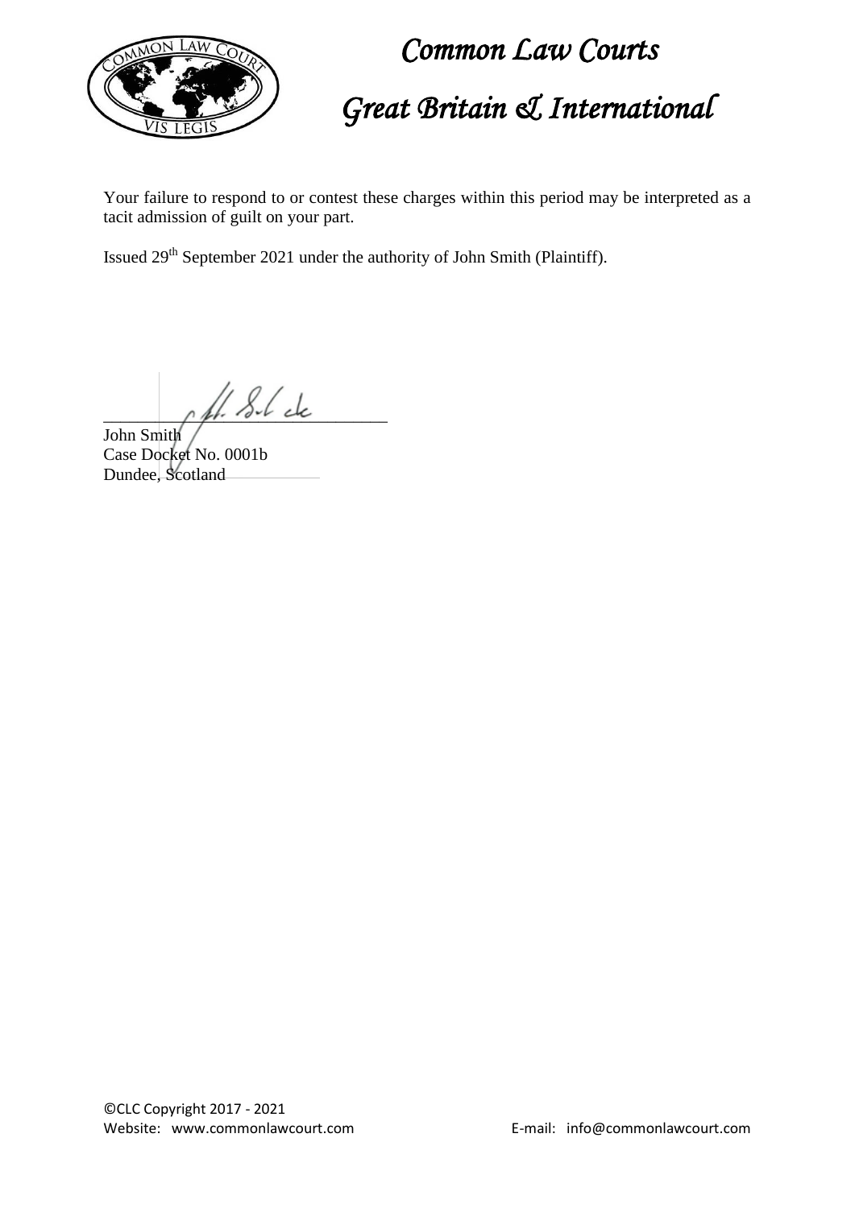Your failure to respond to or contest these charges within this period may be interpreted as a tacit admission of guilt on your part.

Issued 29th September 2021 under the authority of John Smith (Plaintiff).

John Smith
Case Docket No. 0001b
Dundee, Scotland